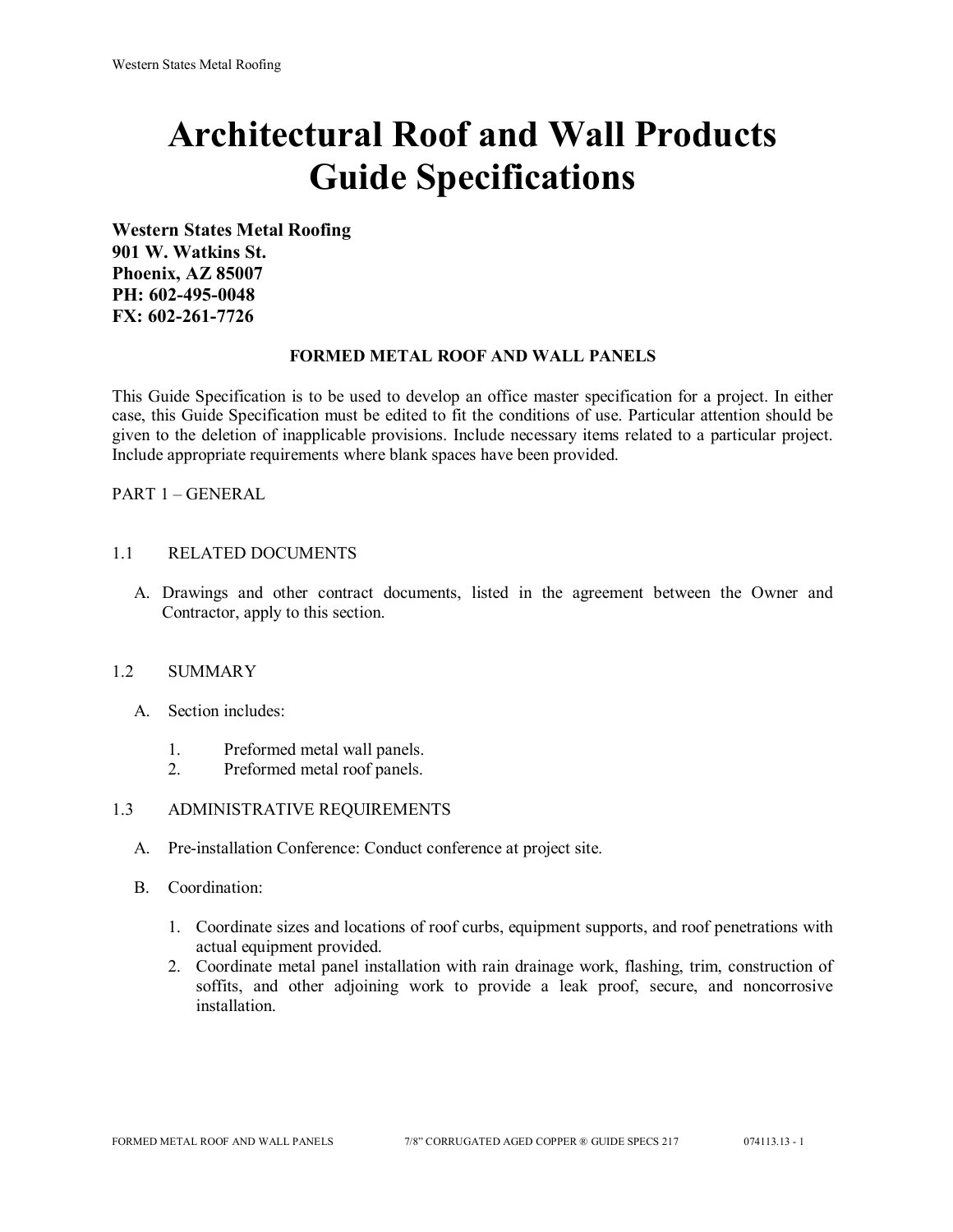# Architectural Roof and Wall Products Guide Specifications

**Western States Metal Roofing**
**901 W. Watkins St.**
**Phoenix, AZ 85007**
**PH: 602-495-0048**
**FX: 602-261-7726**

## FORMED METAL ROOF AND WALL PANELS

This Guide Specification is to be used to develop an office master specification for a project. In either case, this Guide Specification must be edited to fit the conditions of use. Particular attention should be given to the deletion of inapplicable provisions. Include necessary items related to a particular project. Include appropriate requirements where blank spaces have been provided.

PART 1 – GENERAL

1.1 RELATED DOCUMENTS

A. Drawings and other contract documents, listed in the agreement between the Owner and Contractor, apply to this section.

1.2 SUMMARY

A. Section includes:

1. Preformed metal wall panels.
2. Preformed metal roof panels.

1.3 ADMINISTRATIVE REQUIREMENTS

A. Pre-installation Conference: Conduct conference at project site.

B. Coordination:

1. Coordinate sizes and locations of roof curbs, equipment supports, and roof penetrations with actual equipment provided.
2. Coordinate metal panel installation with rain drainage work, flashing, trim, construction of soffits, and other adjoining work to provide a leak proof, secure, and noncorrosive installation.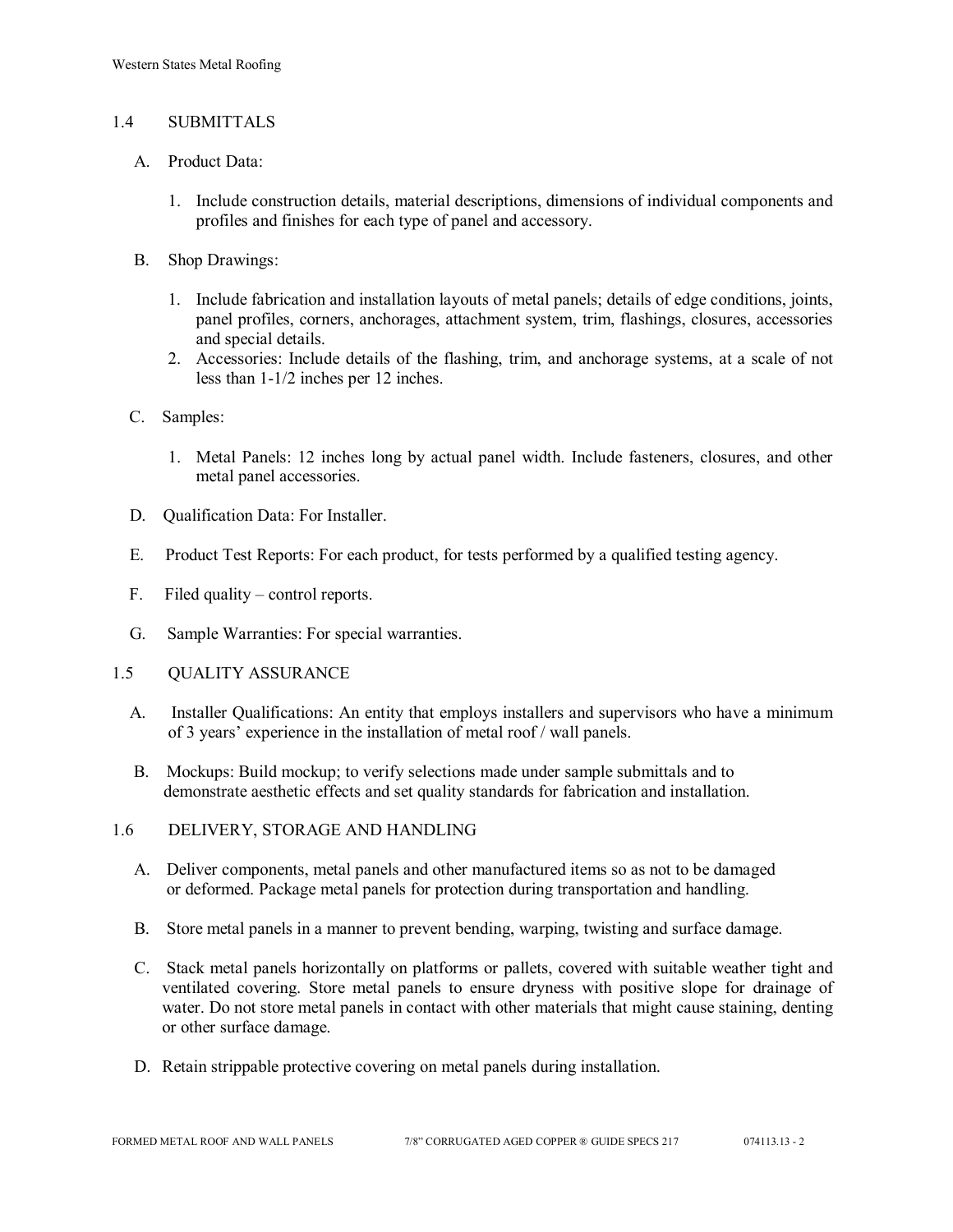## 1.4 SUBMITTALS

A. Product Data:

1. Include construction details, material descriptions, dimensions of individual components and profiles and finishes for each type of panel and accessory.

B. Shop Drawings:

1. Include fabrication and installation layouts of metal panels; details of edge conditions, joints, panel profiles, corners, anchorages, attachment system, trim, flashings, closures, accessories and special details.
2. Accessories: Include details of the flashing, trim, and anchorage systems, at a scale of not less than 1-1/2 inches per 12 inches.

C. Samples:

1. Metal Panels: 12 inches long by actual panel width. Include fasteners, closures, and other metal panel accessories.

D. Qualification Data: For Installer.

E. Product Test Reports: For each product, for tests performed by a qualified testing agency.

F. Filed quality – control reports.

G. Sample Warranties: For special warranties.

## 1.5 QUALITY ASSURANCE

A. Installer Qualifications: An entity that employs installers and supervisors who have a minimum of 3 years' experience in the installation of metal roof / wall panels.

B. Mockups: Build mockup; to verify selections made under sample submittals and to demonstrate aesthetic effects and set quality standards for fabrication and installation.

## 1.6 DELIVERY, STORAGE AND HANDLING

A. Deliver components, metal panels and other manufactured items so as not to be damaged or deformed. Package metal panels for protection during transportation and handling.

B. Store metal panels in a manner to prevent bending, warping, twisting and surface damage.

C. Stack metal panels horizontally on platforms or pallets, covered with suitable weather tight and ventilated covering. Store metal panels to ensure dryness with positive slope for drainage of water. Do not store metal panels in contact with other materials that might cause staining, denting or other surface damage.

D. Retain strippable protective covering on metal panels during installation.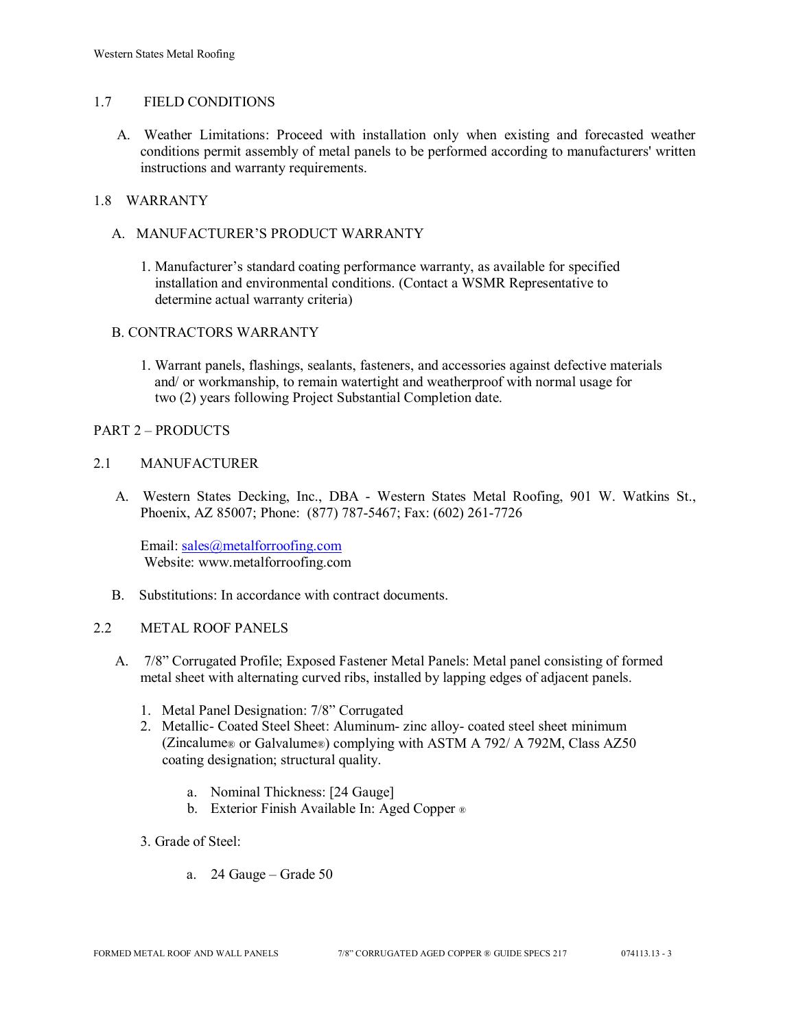## 1.7 FIELD CONDITIONS

A. Weather Limitations: Proceed with installation only when existing and forecasted weather conditions permit assembly of metal panels to be performed according to manufacturers' written instructions and warranty requirements.

## 1.8 WARRANTY

A. MANUFACTURER'S PRODUCT WARRANTY

1. Manufacturer's standard coating performance warranty, as available for specified installation and environmental conditions. (Contact a WSMR Representative to determine actual warranty criteria)

B. CONTRACTORS WARRANTY

1. Warrant panels, flashings, sealants, fasteners, and accessories against defective materials and/ or workmanship, to remain watertight and weatherproof with normal usage for two (2) years following Project Substantial Completion date.

# PART 2 – PRODUCTS

## 2.1 MANUFACTURER

A. Western States Decking, Inc., DBA - Western States Metal Roofing, 901 W. Watkins St., Phoenix, AZ 85007; Phone: (877) 787-5467; Fax: (602) 261-7726

Email: sales@metalforroofing.com
Website: www.metalforroofing.com

B. Substitutions: In accordance with contract documents.

## 2.2 METAL ROOF PANELS

A. 7/8" Corrugated Profile; Exposed Fastener Metal Panels: Metal panel consisting of formed metal sheet with alternating curved ribs, installed by lapping edges of adjacent panels.

1. Metal Panel Designation: 7/8" Corrugated
2. Metallic- Coated Steel Sheet: Aluminum- zinc alloy- coated steel sheet minimum (Zincalume® or Galvalume®) complying with ASTM A 792/ A 792M, Class AZ50 coating designation; structural quality.

   a. Nominal Thickness: [24 Gauge]
   b. Exterior Finish Available In: Aged Copper ®

3. Grade of Steel:

   a. 24 Gauge – Grade 50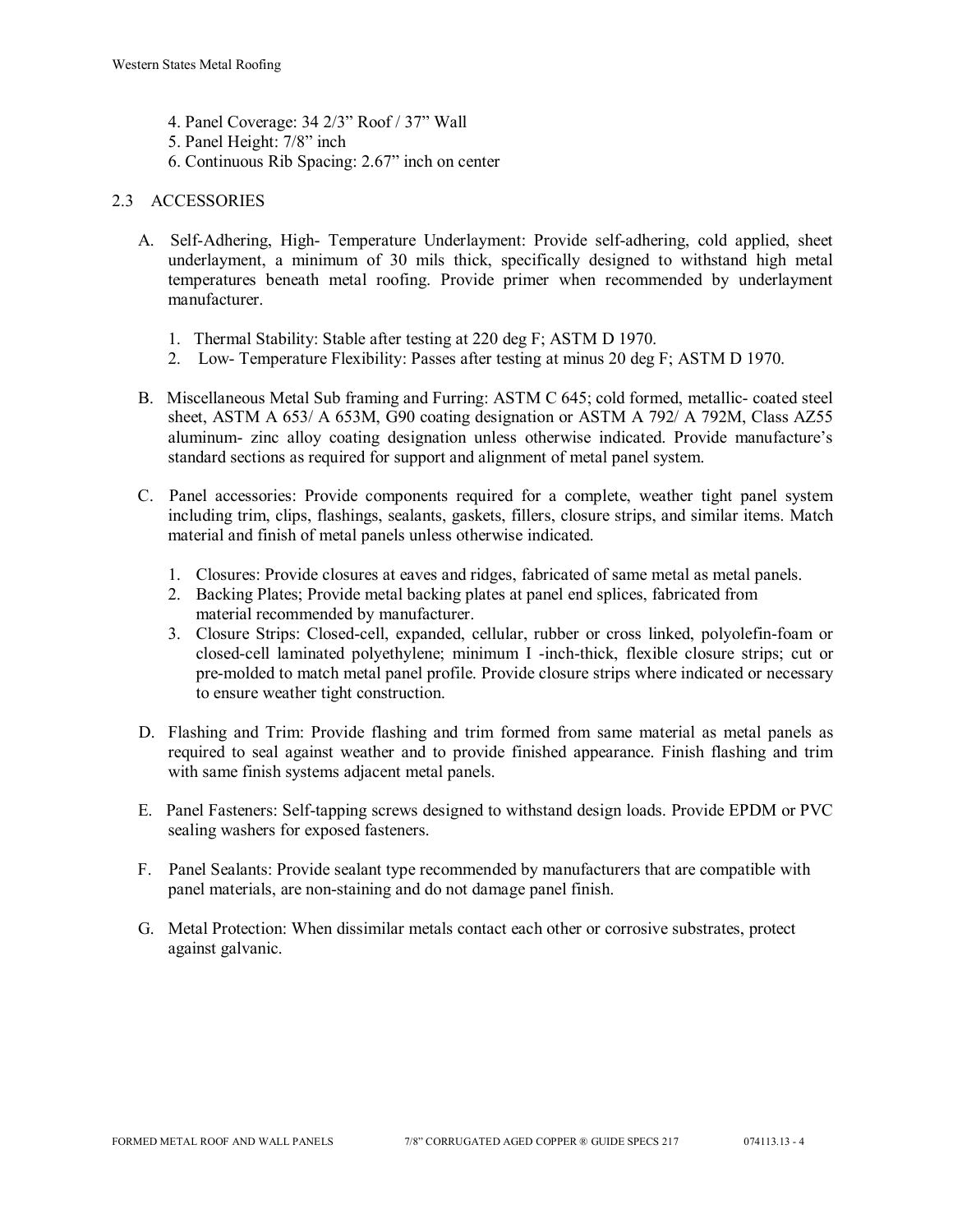4. Panel Coverage: 34 2/3" Roof / 37" Wall
5. Panel Height: 7/8" inch
6. Continuous Rib Spacing: 2.67" inch on center

## 2.3 ACCESSORIES

A. Self-Adhering, High- Temperature Underlayment: Provide self-adhering, cold applied, sheet underlayment, a minimum of 30 mils thick, specifically designed to withstand high metal temperatures beneath metal roofing. Provide primer when recommended by underlayment manufacturer.

   1. Thermal Stability: Stable after testing at 220 deg F; ASTM D 1970.
   2. Low- Temperature Flexibility: Passes after testing at minus 20 deg F; ASTM D 1970.

B. Miscellaneous Metal Sub framing and Furring: ASTM C 645; cold formed, metallic- coated steel sheet, ASTM A 653/ A 653M, G90 coating designation or ASTM A 792/ A 792M, Class AZ55 aluminum- zinc alloy coating designation unless otherwise indicated. Provide manufacture's standard sections as required for support and alignment of metal panel system.

C. Panel accessories: Provide components required for a complete, weather tight panel system including trim, clips, flashings, sealants, gaskets, fillers, closure strips, and similar items. Match material and finish of metal panels unless otherwise indicated.

   1. Closures: Provide closures at eaves and ridges, fabricated of same metal as metal panels.
   2. Backing Plates; Provide metal backing plates at panel end splices, fabricated from material recommended by manufacturer.
   3. Closure Strips: Closed-cell, expanded, cellular, rubber or cross linked, polyolefin-foam or closed-cell laminated polyethylene; minimum I -inch-thick, flexible closure strips; cut or pre-molded to match metal panel profile. Provide closure strips where indicated or necessary to ensure weather tight construction.

D. Flashing and Trim: Provide flashing and trim formed from same material as metal panels as required to seal against weather and to provide finished appearance. Finish flashing and trim with same finish systems adjacent metal panels.

E. Panel Fasteners: Self-tapping screws designed to withstand design loads. Provide EPDM or PVC sealing washers for exposed fasteners.

F. Panel Sealants: Provide sealant type recommended by manufacturers that are compatible with panel materials, are non-staining and do not damage panel finish.

G. Metal Protection: When dissimilar metals contact each other or corrosive substrates, protect against galvanic.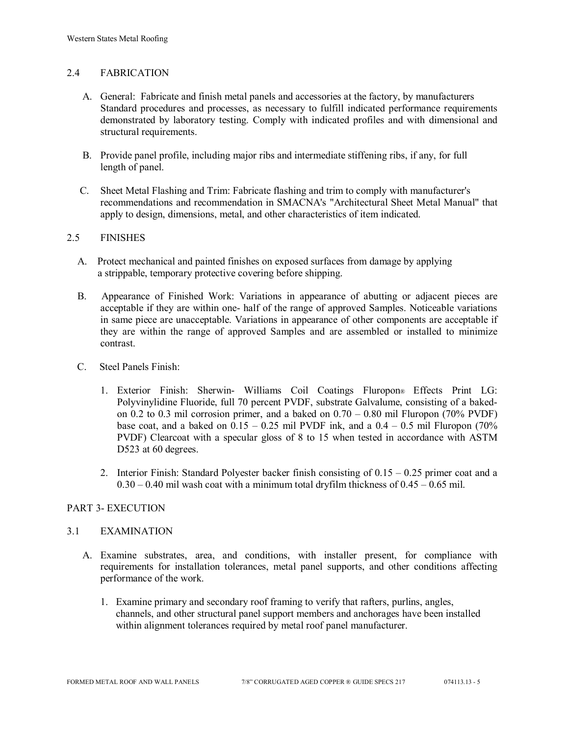## 2.4 FABRICATION

A. General: Fabricate and finish metal panels and accessories at the factory, by manufacturers Standard procedures and processes, as necessary to fulfill indicated performance requirements demonstrated by laboratory testing. Comply with indicated profiles and with dimensional and structural requirements.

B. Provide panel profile, including major ribs and intermediate stiffening ribs, if any, for full length of panel.

C. Sheet Metal Flashing and Trim: Fabricate flashing and trim to comply with manufacturer's recommendations and recommendation in SMACNA's "Architectural Sheet Metal Manual" that apply to design, dimensions, metal, and other characteristics of item indicated.

## 2.5 FINISHES

A. Protect mechanical and painted finishes on exposed surfaces from damage by applying a strippable, temporary protective covering before shipping.

B. Appearance of Finished Work: Variations in appearance of abutting or adjacent pieces are acceptable if they are within one- half of the range of approved Samples. Noticeable variations in same piece are unacceptable. Variations in appearance of other components are acceptable if they are within the range of approved Samples and are assembled or installed to minimize contrast.

C. Steel Panels Finish:

1. Exterior Finish: Sherwin- Williams Coil Coatings Fluropon® Effects Print LG: Polyvinylidine Fluoride, full 70 percent PVDF, substrate Galvalume, consisting of a baked-on 0.2 to 0.3 mil corrosion primer, and a baked on 0.70 – 0.80 mil Fluropon (70% PVDF) base coat, and a baked on 0.15 – 0.25 mil PVDF ink, and a 0.4 – 0.5 mil Fluropon (70% PVDF) Clearcoat with a specular gloss of 8 to 15 when tested in accordance with ASTM D523 at 60 degrees.

2. Interior Finish: Standard Polyester backer finish consisting of 0.15 – 0.25 primer coat and a 0.30 – 0.40 mil wash coat with a minimum total dryfilm thickness of 0.45 – 0.65 mil.

# PART 3- EXECUTION

## 3.1 EXAMINATION

A. Examine substrates, area, and conditions, with installer present, for compliance with requirements for installation tolerances, metal panel supports, and other conditions affecting performance of the work.

1. Examine primary and secondary roof framing to verify that rafters, purlins, angles, channels, and other structural panel support members and anchorages have been installed within alignment tolerances required by metal roof panel manufacturer.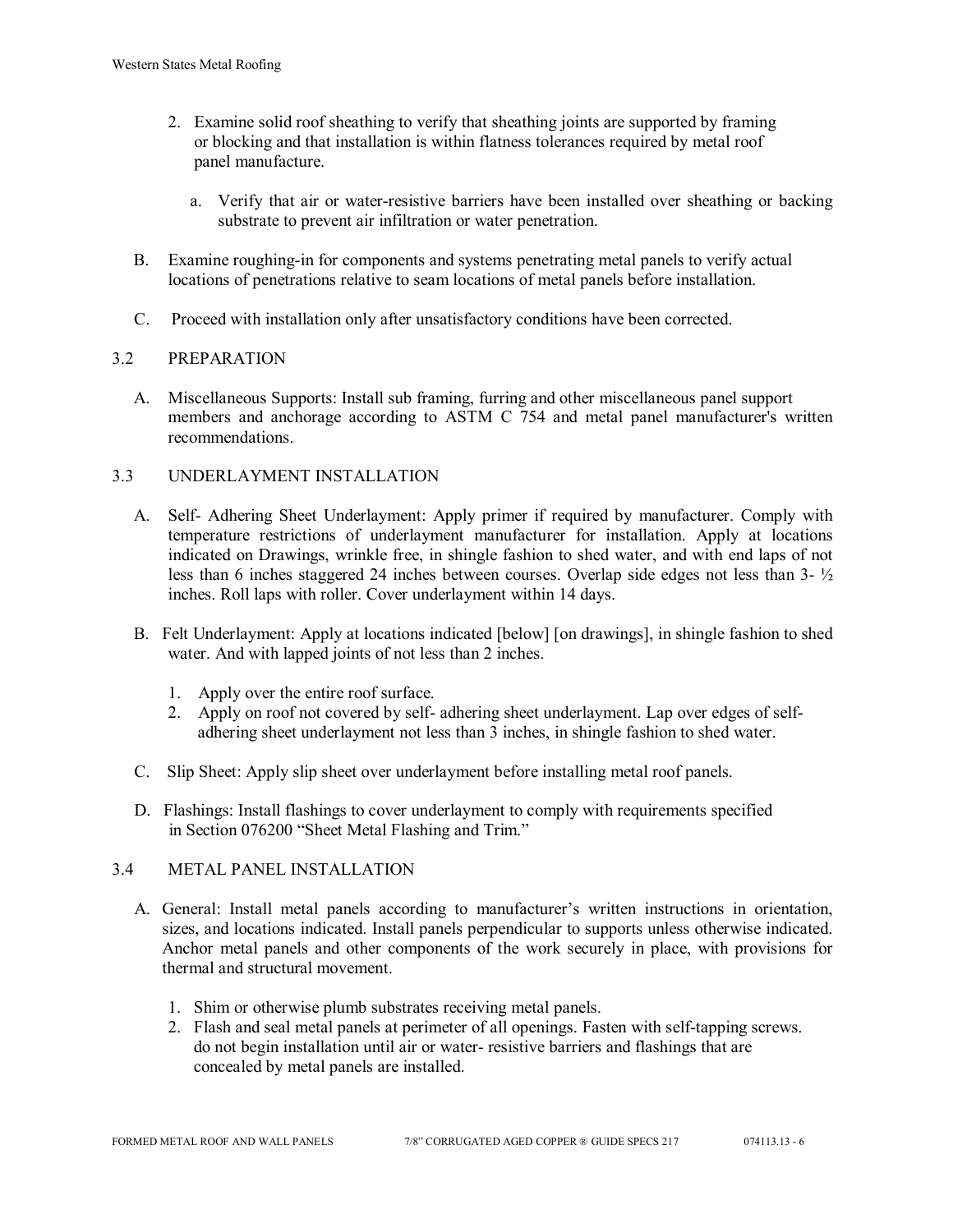2. Examine solid roof sheathing to verify that sheathing joints are supported by framing or blocking and that installation is within flatness tolerances required by metal roof panel manufacture.

   a. Verify that air or water-resistive barriers have been installed over sheathing or backing substrate to prevent air infiltration or water penetration.

B. Examine roughing-in for components and systems penetrating metal panels to verify actual locations of penetrations relative to seam locations of metal panels before installation.

C. Proceed with installation only after unsatisfactory conditions have been corrected.

## 3.2 PREPARATION

A. Miscellaneous Supports: Install sub framing, furring and other miscellaneous panel support members and anchorage according to ASTM C 754 and metal panel manufacturer's written recommendations.

## 3.3 UNDERLAYMENT INSTALLATION

A. Self- Adhering Sheet Underlayment: Apply primer if required by manufacturer. Comply with temperature restrictions of underlayment manufacturer for installation. Apply at locations indicated on Drawings, wrinkle free, in shingle fashion to shed water, and with end laps of not less than 6 inches staggered 24 inches between courses. Overlap side edges not less than 3- ½ inches. Roll laps with roller. Cover underlayment within 14 days.

B. Felt Underlayment: Apply at locations indicated [below] [on drawings], in shingle fashion to shed water. And with lapped joints of not less than 2 inches.

   1. Apply over the entire roof surface.
   2. Apply on roof not covered by self- adhering sheet underlayment. Lap over edges of self-adhering sheet underlayment not less than 3 inches, in shingle fashion to shed water.

C. Slip Sheet: Apply slip sheet over underlayment before installing metal roof panels.

D. Flashings: Install flashings to cover underlayment to comply with requirements specified in Section 076200 "Sheet Metal Flashing and Trim."

## 3.4 METAL PANEL INSTALLATION

A. General: Install metal panels according to manufacturer's written instructions in orientation, sizes, and locations indicated. Install panels perpendicular to supports unless otherwise indicated. Anchor metal panels and other components of the work securely in place, with provisions for thermal and structural movement.

   1. Shim or otherwise plumb substrates receiving metal panels.
   2. Flash and seal metal panels at perimeter of all openings. Fasten with self-tapping screws. do not begin installation until air or water- resistive barriers and flashings that are concealed by metal panels are installed.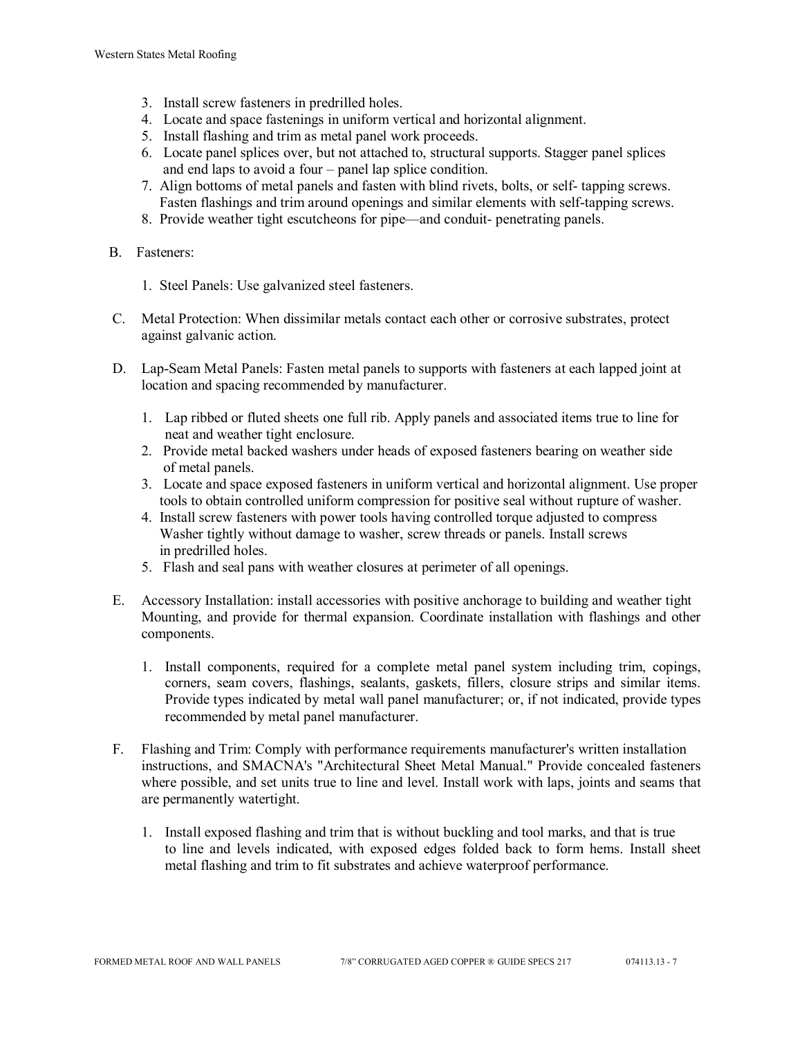3. Install screw fasteners in predrilled holes.
4. Locate and space fastenings in uniform vertical and horizontal alignment.
5. Install flashing and trim as metal panel work proceeds.
6. Locate panel splices over, but not attached to, structural supports. Stagger panel splices and end laps to avoid a four – panel lap splice condition.
7. Align bottoms of metal panels and fasten with blind rivets, bolts, or self- tapping screws. Fasten flashings and trim around openings and similar elements with self-tapping screws.
8. Provide weather tight escutcheons for pipe—and conduit- penetrating panels.

B. Fasteners:

1. Steel Panels: Use galvanized steel fasteners.

C. Metal Protection: When dissimilar metals contact each other or corrosive substrates, protect against galvanic action.

D. Lap-Seam Metal Panels: Fasten metal panels to supports with fasteners at each lapped joint at location and spacing recommended by manufacturer.

1. Lap ribbed or fluted sheets one full rib. Apply panels and associated items true to line for neat and weather tight enclosure.
2. Provide metal backed washers under heads of exposed fasteners bearing on weather side of metal panels.
3. Locate and space exposed fasteners in uniform vertical and horizontal alignment. Use proper tools to obtain controlled uniform compression for positive seal without rupture of washer.
4. Install screw fasteners with power tools having controlled torque adjusted to compress Washer tightly without damage to washer, screw threads or panels. Install screws in predrilled holes.
5. Flash and seal pans with weather closures at perimeter of all openings.

E. Accessory Installation: install accessories with positive anchorage to building and weather tight Mounting, and provide for thermal expansion. Coordinate installation with flashings and other components.

1. Install components, required for a complete metal panel system including trim, copings, corners, seam covers, flashings, sealants, gaskets, fillers, closure strips and similar items. Provide types indicated by metal wall panel manufacturer; or, if not indicated, provide types recommended by metal panel manufacturer.

F. Flashing and Trim: Comply with performance requirements manufacturer's written installation instructions, and SMACNA's "Architectural Sheet Metal Manual." Provide concealed fasteners where possible, and set units true to line and level. Install work with laps, joints and seams that are permanently watertight.

1. Install exposed flashing and trim that is without buckling and tool marks, and that is true to line and levels indicated, with exposed edges folded back to form hems. Install sheet metal flashing and trim to fit substrates and achieve waterproof performance.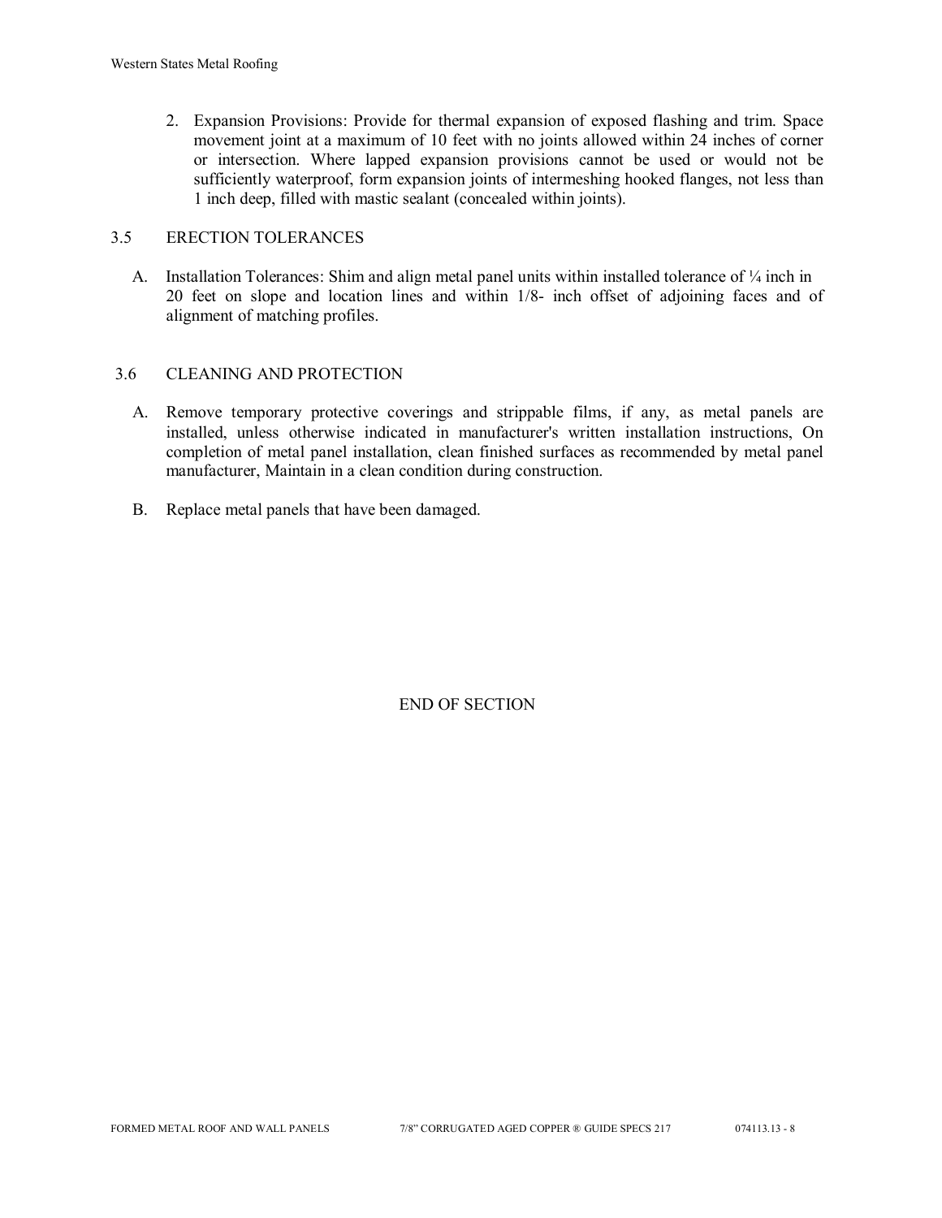2. Expansion Provisions: Provide for thermal expansion of exposed flashing and trim. Space movement joint at a maximum of 10 feet with no joints allowed within 24 inches of corner or intersection. Where lapped expansion provisions cannot be used or would not be sufficiently waterproof, form expansion joints of intermeshing hooked flanges, not less than 1 inch deep, filled with mastic sealant (concealed within joints).

## 3.5 ERECTION TOLERANCES

A. Installation Tolerances: Shim and align metal panel units within installed tolerance of ¼ inch in 20 feet on slope and location lines and within 1/8- inch offset of adjoining faces and of alignment of matching profiles.

## 3.6 CLEANING AND PROTECTION

A. Remove temporary protective coverings and strippable films, if any, as metal panels are installed, unless otherwise indicated in manufacturer's written installation instructions, On completion of metal panel installation, clean finished surfaces as recommended by metal panel manufacturer, Maintain in a clean condition during construction.

B. Replace metal panels that have been damaged.

END OF SECTION